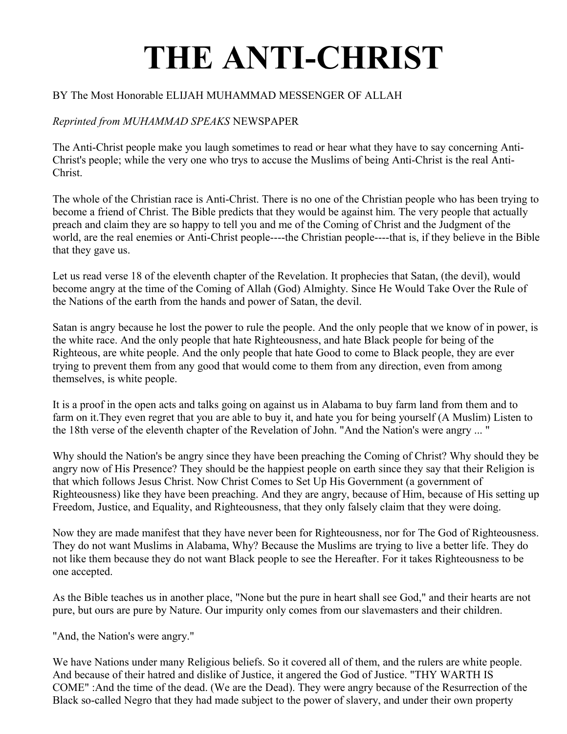# THE ANTI-CHRIST

BY The Most Honorable ELIJAH MUHAMMAD MESSENGER OF ALLAH

*Reprinted from MUHAMMAD SPEAKS* NEWSPAPER

The Anti-Christ people make you laugh sometimes to read or hear what they have to say concerning Anti-Christ's people; while the very one who trys to accuse the Muslims of being Anti-Christ is the real Anti-Christ.

The whole of the Christian race is Anti-Christ. There is no one of the Christian people who has been trying to become a friend of Christ. The Bible predicts that they would be against him. The very people that actually preach and claim they are so happy to tell you and me of the Coming of Christ and the Judgment of the world, are the real enemies or Anti-Christ people----the Christian people----that is, if they believe in the Bible that they gave us.

Let us read verse 18 of the eleventh chapter of the Revelation. It prophecies that Satan, (the devil), would become angry at the time of the Coming of Allah (God) Almighty. Since He Would Take Over the Rule of the Nations of the earth from the hands and power of Satan, the devil.

Satan is angry because he lost the power to rule the people. And the only people that we know of in power, is the white race. And the only people that hate Righteousness, and hate Black people for being of the Righteous, are white people. And the only people that hate Good to come to Black people, they are ever trying to prevent them from any good that would come to them from any direction, even from among themselves, is white people.

It is a proof in the open acts and talks going on against us in Alabama to buy farm land from them and to farm on it.They even regret that you are able to buy it, and hate you for being yourself (A Muslim) Listen to the 18th verse of the eleventh chapter of the Revelation of John. "And the Nation's were angry ... "

Why should the Nation's be angry since they have been preaching the Coming of Christ? Why should they be angry now of His Presence? They should be the happiest people on earth since they say that their Religion is that which follows Jesus Christ. Now Christ Comes to Set Up His Government (a government of Righteousness) like they have been preaching. And they are angry, because of Him, because of His setting up Freedom, Justice, and Equality, and Righteousness, that they only falsely claim that they were doing.

Now they are made manifest that they have never been for Righteousness, nor for The God of Righteousness. They do not want Muslims in Alabama, Why? Because the Muslims are trying to live a better life. They do not like them because they do not want Black people to see the Hereafter. For it takes Righteousness to be one accepted.

As the Bible teaches us in another place, "None but the pure in heart shall see God," and their hearts are not pure, but ours are pure by Nature. Our impurity only comes from our slavemasters and their children.

"And, the Nation's were angry."

We have Nations under many Religious beliefs. So it covered all of them, and the rulers are white people. And because of their hatred and dislike of Justice, it angered the God of Justice. "THY WARTH IS COME" :And the time of the dead. (We are the Dead). They were angry because of the Resurrection of the Black so-called Negro that they had made subject to the power of slavery, and under their own property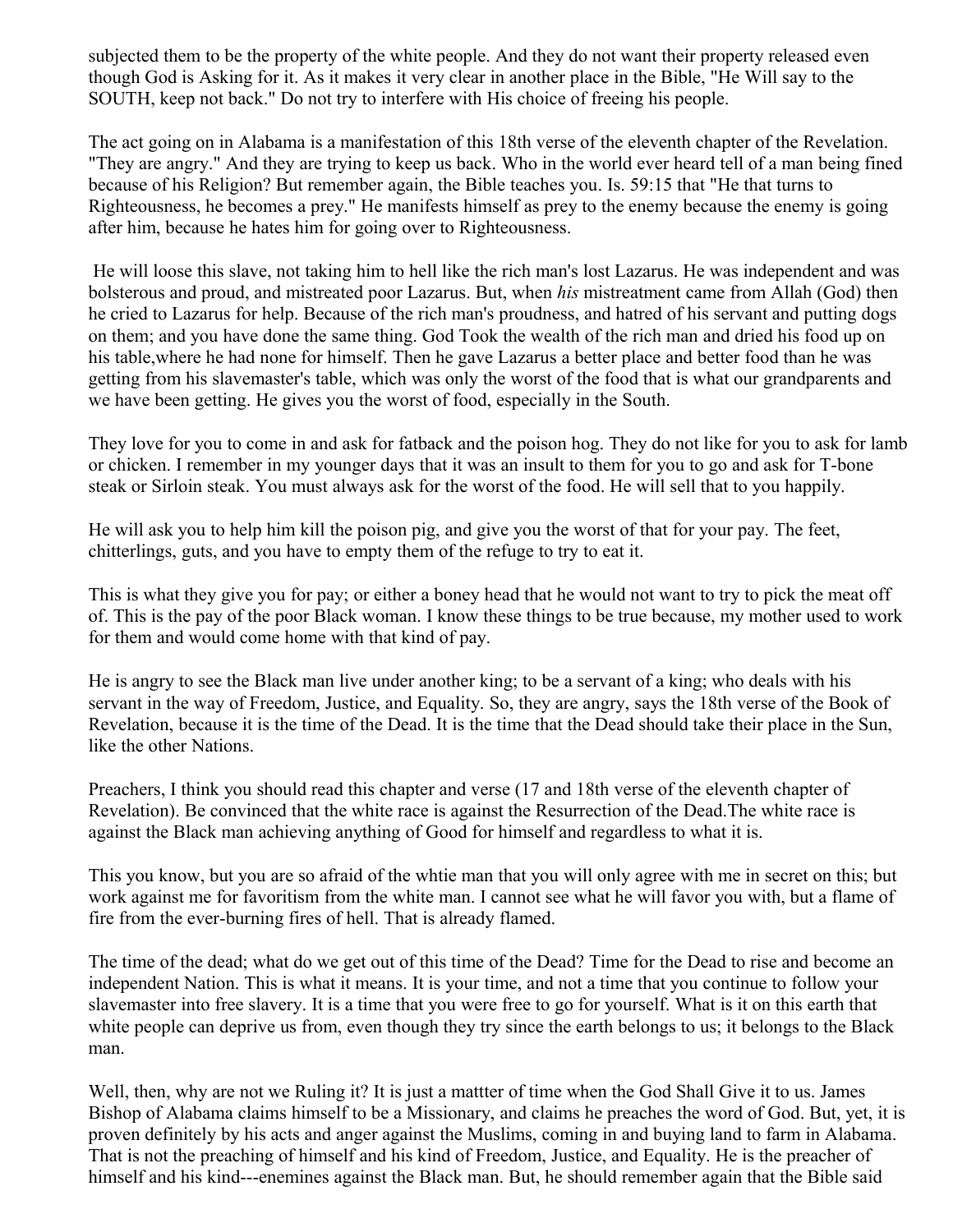subjected them to be the property of the white people. And they do not want their property released even though God is Asking for it. As it makes it very clear in another place in the Bible, "He Will say to the SOUTH, keep not back." Do not try to interfere with His choice of freeing his people.

The act going on in Alabama is a manifestation of this 18th verse of the eleventh chapter of the Revelation. "They are angry." And they are trying to keep us back. Who in the world ever heard tell of a man being fined because of his Religion? But remember again, the Bible teaches you. Is. 59:15 that "He that turns to Righteousness, he becomes a prey." He manifests himself as prey to the enemy because the enemy is going after him, because he hates him for going over to Righteousness.

He will loose this slave, not taking him to hell like the rich man's lost Lazarus. He was independent and was bolsterous and proud, and mistreated poor Lazarus. But, when *his* mistreatment came from Allah (God) then he cried to Lazarus for help. Because of the rich man's proudness, and hatred of his servant and putting dogs on them; and you have done the same thing. God Took the wealth of the rich man and dried his food up on his table,where he had none for himself. Then he gave Lazarus a better place and better food than he was getting from his slavemaster's table, which was only the worst of the food that is what our grandparents and we have been getting. He gives you the worst of food, especially in the South.

They love for you to come in and ask for fatback and the poison hog. They do not like for you to ask for lamb or chicken. I remember in my younger days that it was an insult to them for you to go and ask for T-bone steak or Sirloin steak. You must always ask for the worst of the food. He will sell that to you happily.

He will ask you to help him kill the poison pig, and give you the worst of that for your pay. The feet, chitterlings, guts, and you have to empty them of the refuge to try to eat it.

This is what they give you for pay; or either a boney head that he would not want to try to pick the meat off of. This is the pay of the poor Black woman. I know these things to be true because, my mother used to work for them and would come home with that kind of pay.

He is angry to see the Black man live under another king; to be a servant of a king; who deals with his servant in the way of Freedom, Justice, and Equality. So, they are angry, says the 18th verse of the Book of Revelation, because it is the time of the Dead. It is the time that the Dead should take their place in the Sun, like the other Nations.

Preachers, I think you should read this chapter and verse (17 and 18th verse of the eleventh chapter of Revelation). Be convinced that the white race is against the Resurrection of the Dead.The white race is against the Black man achieving anything of Good for himself and regardless to what it is.

This you know, but you are so afraid of the whtie man that you will only agree with me in secret on this; but work against me for favoritism from the white man. I cannot see what he will favor you with, but a flame of fire from the ever-burning fires of hell. That is already flamed.

The time of the dead; what do we get out of this time of the Dead? Time for the Dead to rise and become an independent Nation. This is what it means. It is your time, and not a time that you continue to follow your slavemaster into free slavery. It is a time that you were free to go for yourself. What is it on this earth that white people can deprive us from, even though they try since the earth belongs to us; it belongs to the Black man.

Well, then, why are not we Ruling it? It is just a mattter of time when the God Shall Give it to us. James Bishop of Alabama claims himself to be a Missionary, and claims he preaches the word of God. But, yet, it is proven definitely by his acts and anger against the Muslims, coming in and buying land to farm in Alabama. That is not the preaching of himself and his kind of Freedom, Justice, and Equality. He is the preacher of himself and his kind---enemines against the Black man. But, he should remember again that the Bible said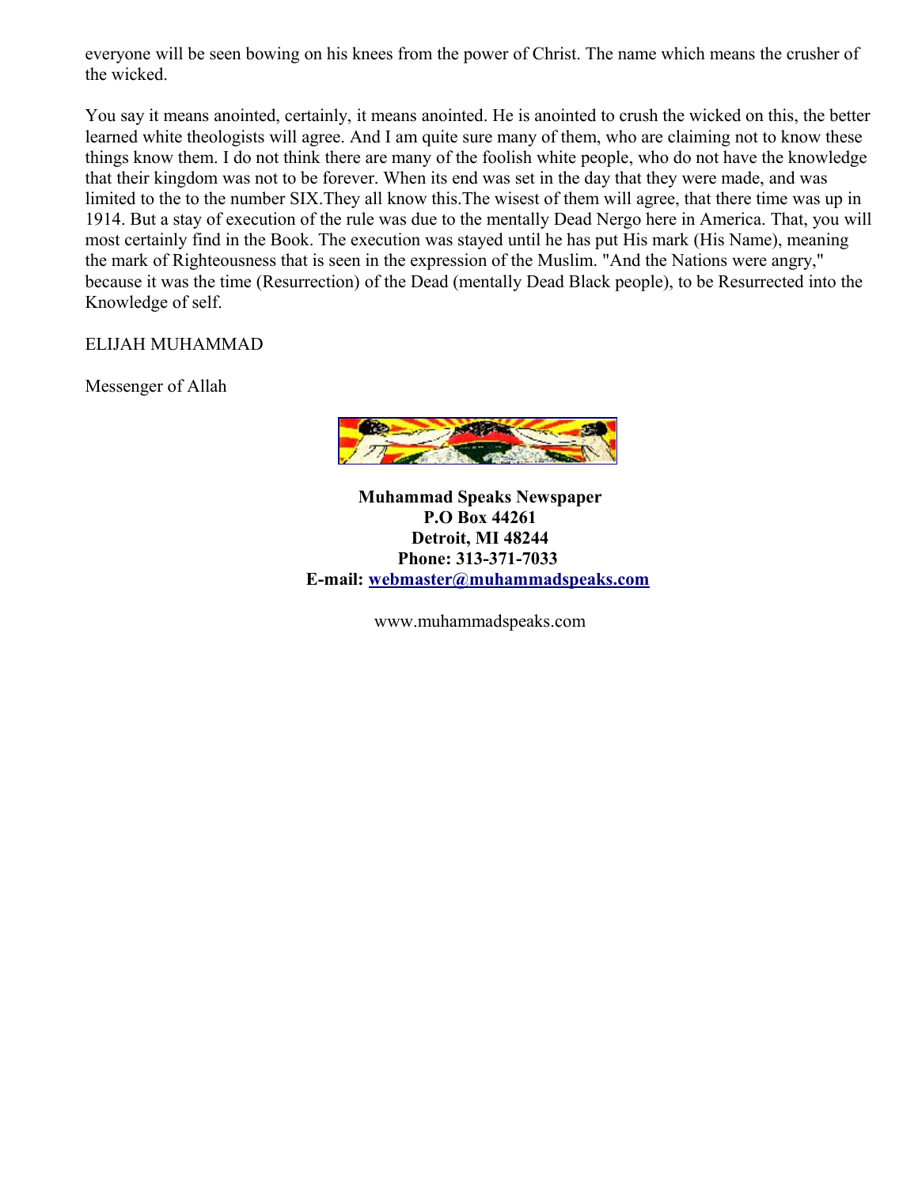everyone will be seen bowing on his knees from the power of Christ. The name which means the crusher of the wicked.

You say it means anointed, certainly, it means anointed. He is anointed to crush the wicked on this, the better learned white theologists will agree. And I am quite sure many of them, who are claiming not to know these things know them. I do not think there are many of the foolish white people, who do not have the knowledge that their kingdom was not to be forever. When its end was set in the day that they were made, and was limited to the to the number SIX.They all know this.The wisest of them will agree, that there time was up in 1914. But a stay of execution of the rule was due to the mentally Dead Nergo here in America. That, you will most certainly find in the Book. The execution was stayed until he has put His mark (His Name), meaning the mark of Righteousness that is seen in the expression of the Muslim. "And the Nations were angry," because it was the time (Resurrection) of the Dead (mentally Dead Black people), to be Resurrected into the Knowledge of self.

ELIJAH MUHAMMAD

Messenger of Allah

**Muhammad Speaks Newspaper**
**P.O Box 44261**
**Detroit, MI 48244**
**Phone: 313-371-7033**
**E-mail: webmaster@muhammadspeaks.com**

www.muhammadspeaks.com